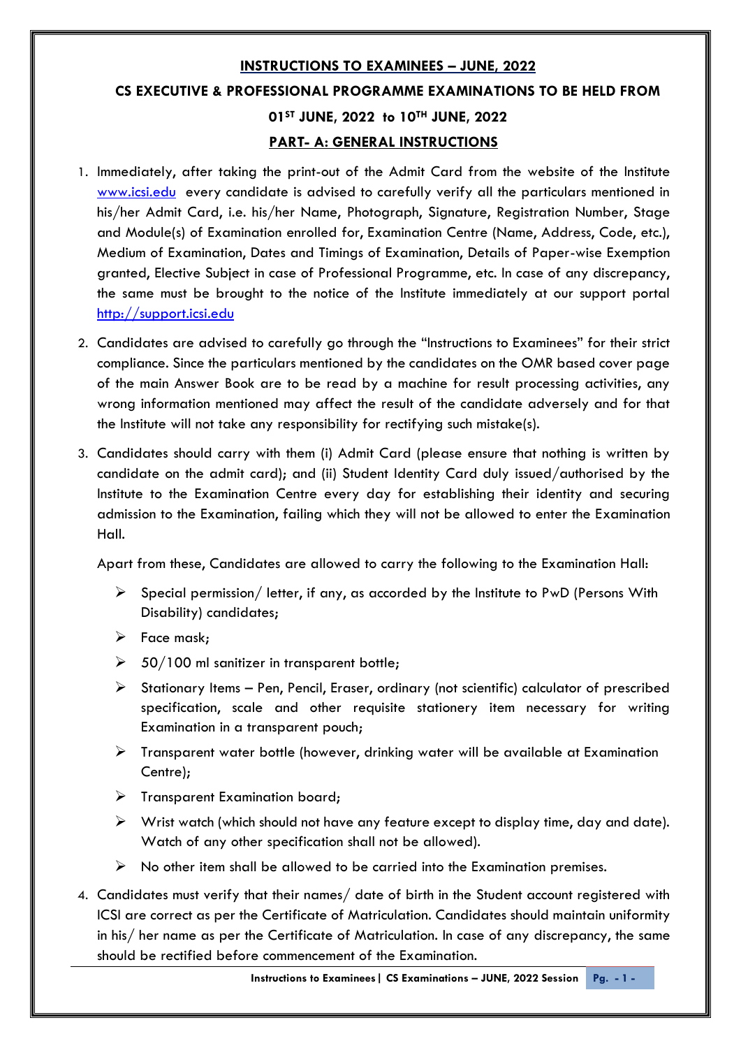## INSTRUCTIONS TO EXAMINEES – JUNE, 2022

## CS EXECUTIVE & PROFESSIONAL PROGRAMME EXAMINATIONS TO BE HELD FROM 01ST JUNE, 2022 to 10TH JUNE, 2022

## PART- A: GENERAL INSTRUCTIONS

1. Immediately, after taking the print-out of the Admit Card from the website of the Institute www.icsi.edu every candidate is advised to carefully verify all the particulars mentioned in his/her Admit Card, i.e. his/her Name, Photograph, Signature, Registration Number, Stage and Module(s) of Examination enrolled for, Examination Centre (Name, Address, Code, etc.), Medium of Examination, Dates and Timings of Examination, Details of Paper-wise Exemption granted, Elective Subject in case of Professional Programme, etc. In case of any discrepancy, the same must be brought to the notice of the Institute immediately at our support portal http://support.icsi.edu

2. Candidates are advised to carefully go through the "Instructions to Examinees" for their strict compliance. Since the particulars mentioned by the candidates on the OMR based cover page of the main Answer Book are to be read by a machine for result processing activities, any wrong information mentioned may affect the result of the candidate adversely and for that the Institute will not take any responsibility for rectifying such mistake(s).

3. Candidates should carry with them (i) Admit Card (please ensure that nothing is written by candidate on the admit card); and (ii) Student Identity Card duly issued/authorised by the Institute to the Examination Centre every day for establishing their identity and securing admission to the Examination, failing which they will not be allowed to enter the Examination Hall.

   Apart from these, Candidates are allowed to carry the following to the Examination Hall:

   - Special permission/ letter, if any, as accorded by the Institute to PwD (Persons With Disability) candidates;
   - Face mask;
   - 50/100 ml sanitizer in transparent bottle;
   - Stationary Items – Pen, Pencil, Eraser, ordinary (not scientific) calculator of prescribed specification, scale and other requisite stationery item necessary for writing Examination in a transparent pouch;
   - Transparent water bottle (however, drinking water will be available at Examination Centre);
   - Transparent Examination board;
   - Wrist watch (which should not have any feature except to display time, day and date). Watch of any other specification shall not be allowed).
   - No other item shall be allowed to be carried into the Examination premises.

4. Candidates must verify that their names/ date of birth in the Student account registered with ICSI are correct as per the Certificate of Matriculation. Candidates should maintain uniformity in his/ her name as per the Certificate of Matriculation. In case of any discrepancy, the same should be rectified before commencement of the Examination.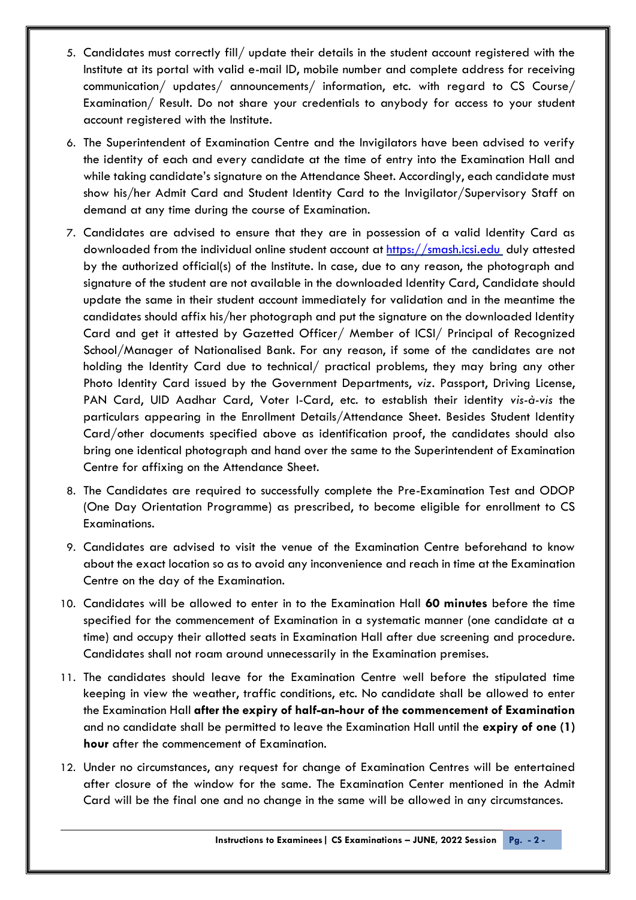5. Candidates must correctly fill/ update their details in the student account registered with the Institute at its portal with valid e-mail ID, mobile number and complete address for receiving communication/ updates/ announcements/ information, etc. with regard to CS Course/ Examination/ Result. Do not share your credentials to anybody for access to your student account registered with the Institute.

6. The Superintendent of Examination Centre and the Invigilators have been advised to verify the identity of each and every candidate at the time of entry into the Examination Hall and while taking candidate's signature on the Attendance Sheet. Accordingly, each candidate must show his/her Admit Card and Student Identity Card to the Invigilator/Supervisory Staff on demand at any time during the course of Examination.

7. Candidates are advised to ensure that they are in possession of a valid Identity Card as downloaded from the individual online student account at [https://smash.icsi.edu](https://smash.icsi.edu) duly attested by the authorized official(s) of the Institute. In case, due to any reason, the photograph and signature of the student are not available in the downloaded Identity Card, Candidate should update the same in their student account immediately for validation and in the meantime the candidates should affix his/her photograph and put the signature on the downloaded Identity Card and get it attested by Gazetted Officer/ Member of ICSI/ Principal of Recognized School/Manager of Nationalised Bank. For any reason, if some of the candidates are not holding the Identity Card due to technical/ practical problems, they may bring any other Photo Identity Card issued by the Government Departments, *viz*. Passport, Driving License, PAN Card, UID Aadhar Card, Voter I-Card, etc. to establish their identity *vis-à-vis* the particulars appearing in the Enrollment Details/Attendance Sheet. Besides Student Identity Card/other documents specified above as identification proof, the candidates should also bring one identical photograph and hand over the same to the Superintendent of Examination Centre for affixing on the Attendance Sheet.

8. The Candidates are required to successfully complete the Pre-Examination Test and ODOP (One Day Orientation Programme) as prescribed, to become eligible for enrollment to CS Examinations.

9. Candidates are advised to visit the venue of the Examination Centre beforehand to know about the exact location so as to avoid any inconvenience and reach in time at the Examination Centre on the day of the Examination.

10. Candidates will be allowed to enter in to the Examination Hall **60 minutes** before the time specified for the commencement of Examination in a systematic manner (one candidate at a time) and occupy their allotted seats in Examination Hall after due screening and procedure. Candidates shall not roam around unnecessarily in the Examination premises.

11. The candidates should leave for the Examination Centre well before the stipulated time keeping in view the weather, traffic conditions, etc. No candidate shall be allowed to enter the Examination Hall **after the expiry of half-an-hour of the commencement of Examination** and no candidate shall be permitted to leave the Examination Hall until the **expiry of one (1) hour** after the commencement of Examination.

12. Under no circumstances, any request for change of Examination Centres will be entertained after closure of the window for the same. The Examination Center mentioned in the Admit Card will be the final one and no change in the same will be allowed in any circumstances.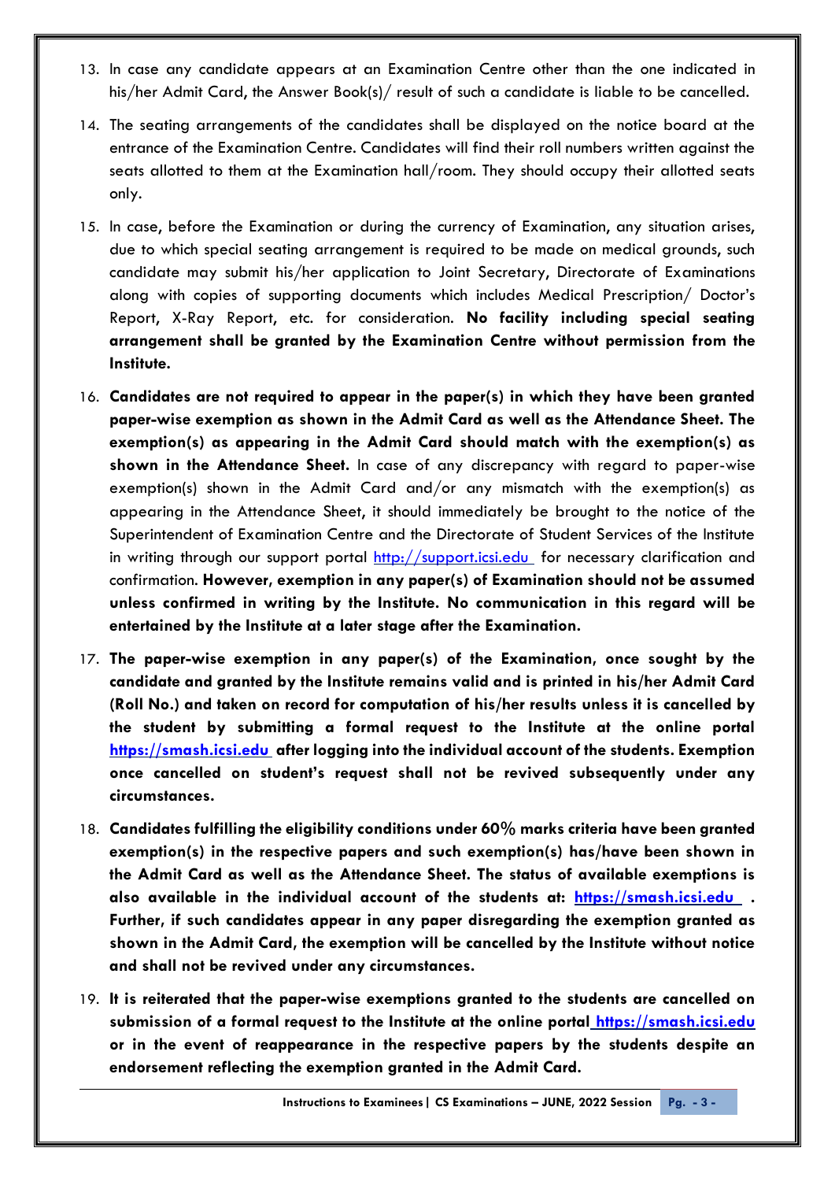13. In case any candidate appears at an Examination Centre other than the one indicated in his/her Admit Card, the Answer Book(s)/ result of such a candidate is liable to be cancelled.

14. The seating arrangements of the candidates shall be displayed on the notice board at the entrance of the Examination Centre. Candidates will find their roll numbers written against the seats allotted to them at the Examination hall/room. They should occupy their allotted seats only.

15. In case, before the Examination or during the currency of Examination, any situation arises, due to which special seating arrangement is required to be made on medical grounds, such candidate may submit his/her application to Joint Secretary, Directorate of Examinations along with copies of supporting documents which includes Medical Prescription/ Doctor's Report, X-Ray Report, etc. for consideration. **No facility including special seating arrangement shall be granted by the Examination Centre without permission from the Institute.**

16. **Candidates are not required to appear in the paper(s) in which they have been granted paper-wise exemption as shown in the Admit Card as well as the Attendance Sheet. The exemption(s) as appearing in the Admit Card should match with the exemption(s) as shown in the Attendance Sheet.** In case of any discrepancy with regard to paper-wise exemption(s) shown in the Admit Card and/or any mismatch with the exemption(s) as appearing in the Attendance Sheet, it should immediately be brought to the notice of the Superintendent of Examination Centre and the Directorate of Student Services of the Institute in writing through our support portal [http://support.icsi.edu](http://support.icsi.edu) for necessary clarification and confirmation. **However, exemption in any paper(s) of Examination should not be assumed unless confirmed in writing by the Institute. No communication in this regard will be entertained by the Institute at a later stage after the Examination.**

17. **The paper-wise exemption in any paper(s) of the Examination, once sought by the candidate and granted by the Institute remains valid and is printed in his/her Admit Card (Roll No.) and taken on record for computation of his/her results unless it is cancelled by the student by submitting a formal request to the Institute at the online portal [https://smash.icsi.edu](https://smash.icsi.edu) after logging into the individual account of the students. Exemption once cancelled on student's request shall not be revived subsequently under any circumstances.**

18. **Candidates fulfilling the eligibility conditions under 60% marks criteria have been granted exemption(s) in the respective papers and such exemption(s) has/have been shown in the Admit Card as well as the Attendance Sheet. The status of available exemptions is also available in the individual account of the students at: [https://smash.icsi.edu](https://smash.icsi.edu) . Further, if such candidates appear in any paper disregarding the exemption granted as shown in the Admit Card, the exemption will be cancelled by the Institute without notice and shall not be revived under any circumstances.**

19. **It is reiterated that the paper-wise exemptions granted to the students are cancelled on submission of a formal request to the Institute at the online portal [https://smash.icsi.edu](https://smash.icsi.edu) or in the event of reappearance in the respective papers by the students despite an endorsement reflecting the exemption granted in the Admit Card.**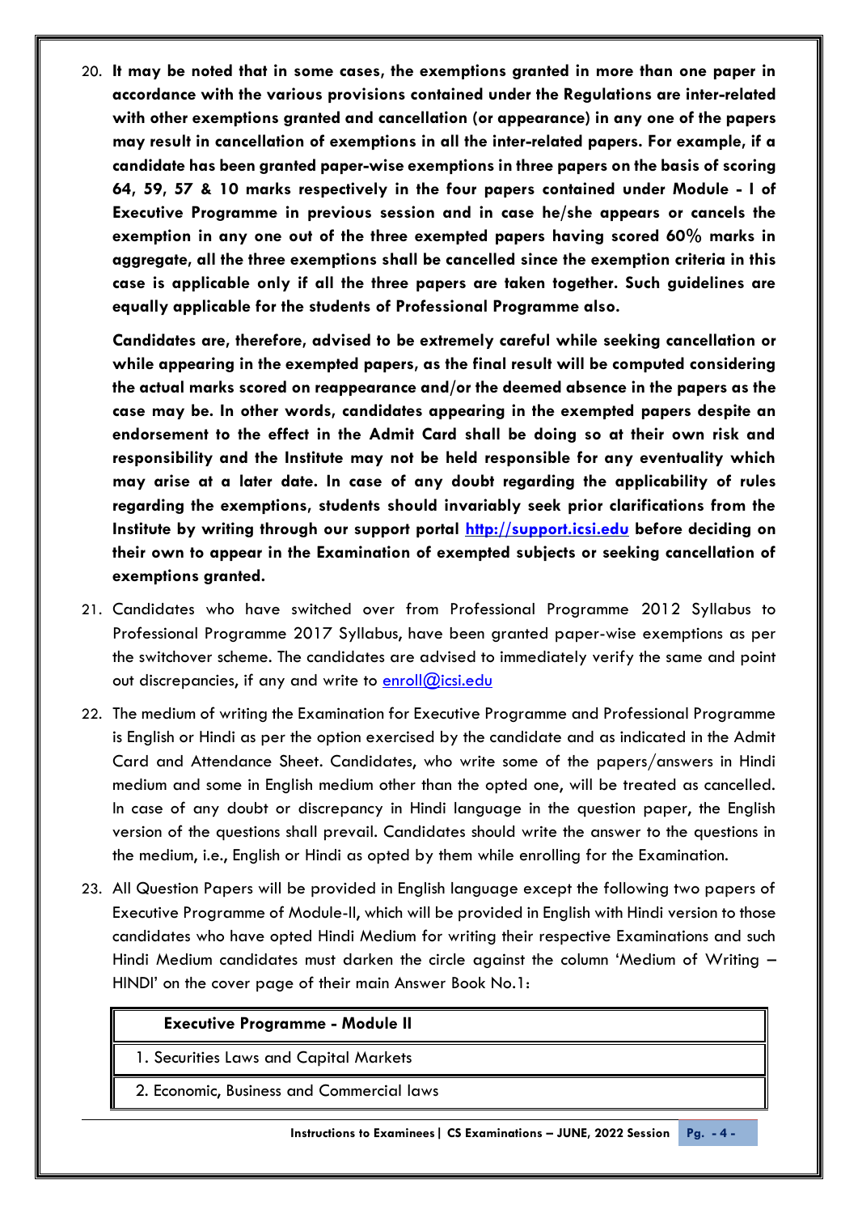20. **It may be noted that in some cases, the exemptions granted in more than one paper in accordance with the various provisions contained under the Regulations are inter-related with other exemptions granted and cancellation (or appearance) in any one of the papers may result in cancellation of exemptions in all the inter-related papers. For example, if a candidate has been granted paper-wise exemptions in three papers on the basis of scoring 64, 59, 57 & 10 marks respectively in the four papers contained under Module - I of Executive Programme in previous session and in case he/she appears or cancels the exemption in any one out of the three exempted papers having scored 60% marks in aggregate, all the three exemptions shall be cancelled since the exemption criteria in this case is applicable only if all the three papers are taken together. Such guidelines are equally applicable for the students of Professional Programme also.**

    **Candidates are, therefore, advised to be extremely careful while seeking cancellation or while appearing in the exempted papers, as the final result will be computed considering the actual marks scored on reappearance and/or the deemed absence in the papers as the case may be. In other words, candidates appearing in the exempted papers despite an endorsement to the effect in the Admit Card shall be doing so at their own risk and responsibility and the Institute may not be held responsible for any eventuality which may arise at a later date. In case of any doubt regarding the applicability of rules regarding the exemptions, students should invariably seek prior clarifications from the Institute by writing through our support portal [http://support.icsi.edu](http://support.icsi.edu) before deciding on their own to appear in the Examination of exempted subjects or seeking cancellation of exemptions granted.**

21. Candidates who have switched over from Professional Programme 2012 Syllabus to Professional Programme 2017 Syllabus, have been granted paper-wise exemptions as per the switchover scheme. The candidates are advised to immediately verify the same and point out discrepancies, if any and write to [enroll@icsi.edu](mailto:enroll@icsi.edu)

22. The medium of writing the Examination for Executive Programme and Professional Programme is English or Hindi as per the option exercised by the candidate and as indicated in the Admit Card and Attendance Sheet. Candidates, who write some of the papers/answers in Hindi medium and some in English medium other than the opted one, will be treated as cancelled. In case of any doubt or discrepancy in Hindi language in the question paper, the English version of the questions shall prevail. Candidates should write the answer to the questions in the medium, i.e., English or Hindi as opted by them while enrolling for the Examination.

23. All Question Papers will be provided in English language except the following two papers of Executive Programme of Module-II, which will be provided in English with Hindi version to those candidates who have opted Hindi Medium for writing their respective Examinations and such Hindi Medium candidates must darken the circle against the column 'Medium of Writing – HINDI' on the cover page of their main Answer Book No.1:

| **Executive Programme - Module II** |
| --- |
| 1. Securities Laws and Capital Markets |
| 2. Economic, Business and Commercial laws |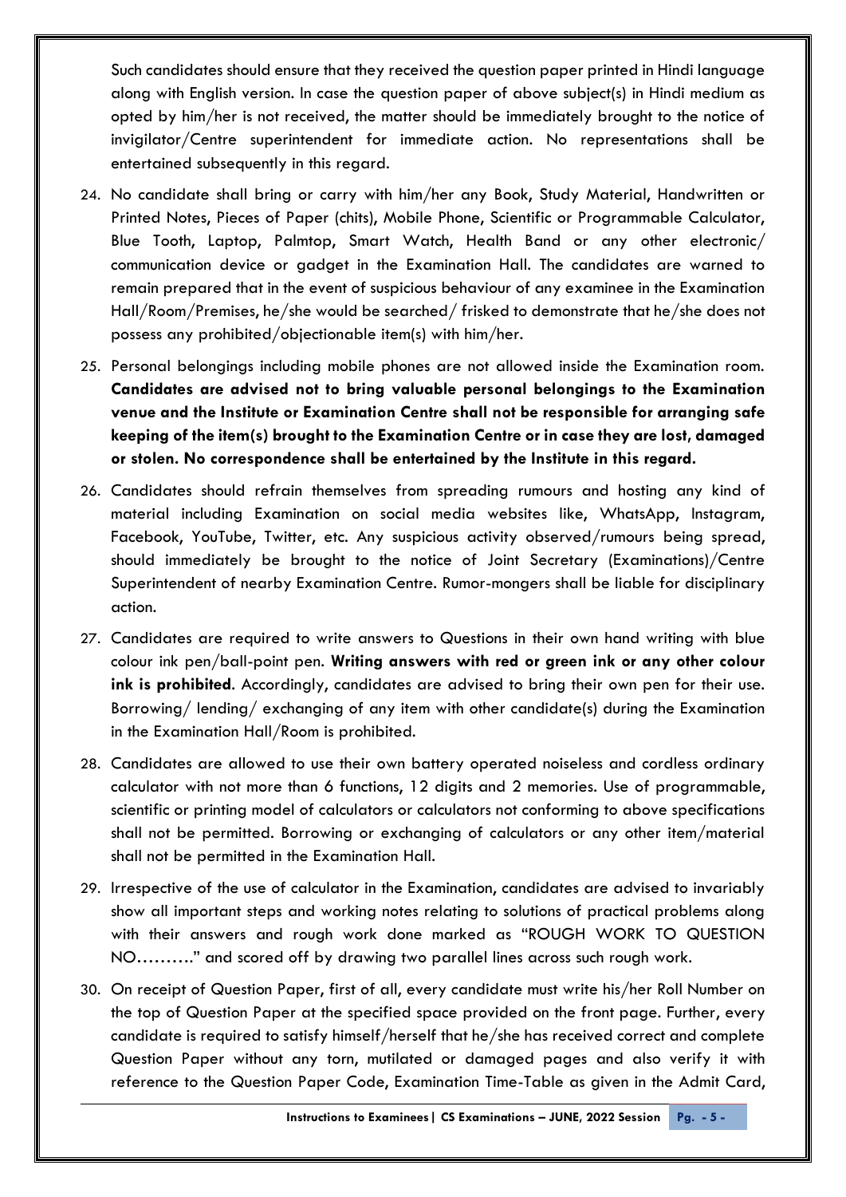Such candidates should ensure that they received the question paper printed in Hindi language along with English version. In case the question paper of above subject(s) in Hindi medium as opted by him/her is not received, the matter should be immediately brought to the notice of invigilator/Centre superintendent for immediate action. No representations shall be entertained subsequently in this regard.

24. No candidate shall bring or carry with him/her any Book, Study Material, Handwritten or Printed Notes, Pieces of Paper (chits), Mobile Phone, Scientific or Programmable Calculator, Blue Tooth, Laptop, Palmtop, Smart Watch, Health Band or any other electronic/ communication device or gadget in the Examination Hall. The candidates are warned to remain prepared that in the event of suspicious behaviour of any examinee in the Examination Hall/Room/Premises, he/she would be searched/ frisked to demonstrate that he/she does not possess any prohibited/objectionable item(s) with him/her.

25. Personal belongings including mobile phones are not allowed inside the Examination room. **Candidates are advised not to bring valuable personal belongings to the Examination venue and the Institute or Examination Centre shall not be responsible for arranging safe keeping of the item(s) brought to the Examination Centre or in case they are lost, damaged or stolen. No correspondence shall be entertained by the Institute in this regard.**

26. Candidates should refrain themselves from spreading rumours and hosting any kind of material including Examination on social media websites like, WhatsApp, Instagram, Facebook, YouTube, Twitter, etc. Any suspicious activity observed/rumours being spread, should immediately be brought to the notice of Joint Secretary (Examinations)/Centre Superintendent of nearby Examination Centre. Rumor-mongers shall be liable for disciplinary action.

27. Candidates are required to write answers to Questions in their own hand writing with blue colour ink pen/ball-point pen. **Writing answers with red or green ink or any other colour ink is prohibited**. Accordingly, candidates are advised to bring their own pen for their use. Borrowing/ lending/ exchanging of any item with other candidate(s) during the Examination in the Examination Hall/Room is prohibited.

28. Candidates are allowed to use their own battery operated noiseless and cordless ordinary calculator with not more than 6 functions, 12 digits and 2 memories. Use of programmable, scientific or printing model of calculators or calculators not conforming to above specifications shall not be permitted. Borrowing or exchanging of calculators or any other item/material shall not be permitted in the Examination Hall.

29. Irrespective of the use of calculator in the Examination, candidates are advised to invariably show all important steps and working notes relating to solutions of practical problems along with their answers and rough work done marked as "ROUGH WORK TO QUESTION NO………." and scored off by drawing two parallel lines across such rough work.

30. On receipt of Question Paper, first of all, every candidate must write his/her Roll Number on the top of Question Paper at the specified space provided on the front page. Further, every candidate is required to satisfy himself/herself that he/she has received correct and complete Question Paper without any torn, mutilated or damaged pages and also verify it with reference to the Question Paper Code, Examination Time-Table as given in the Admit Card,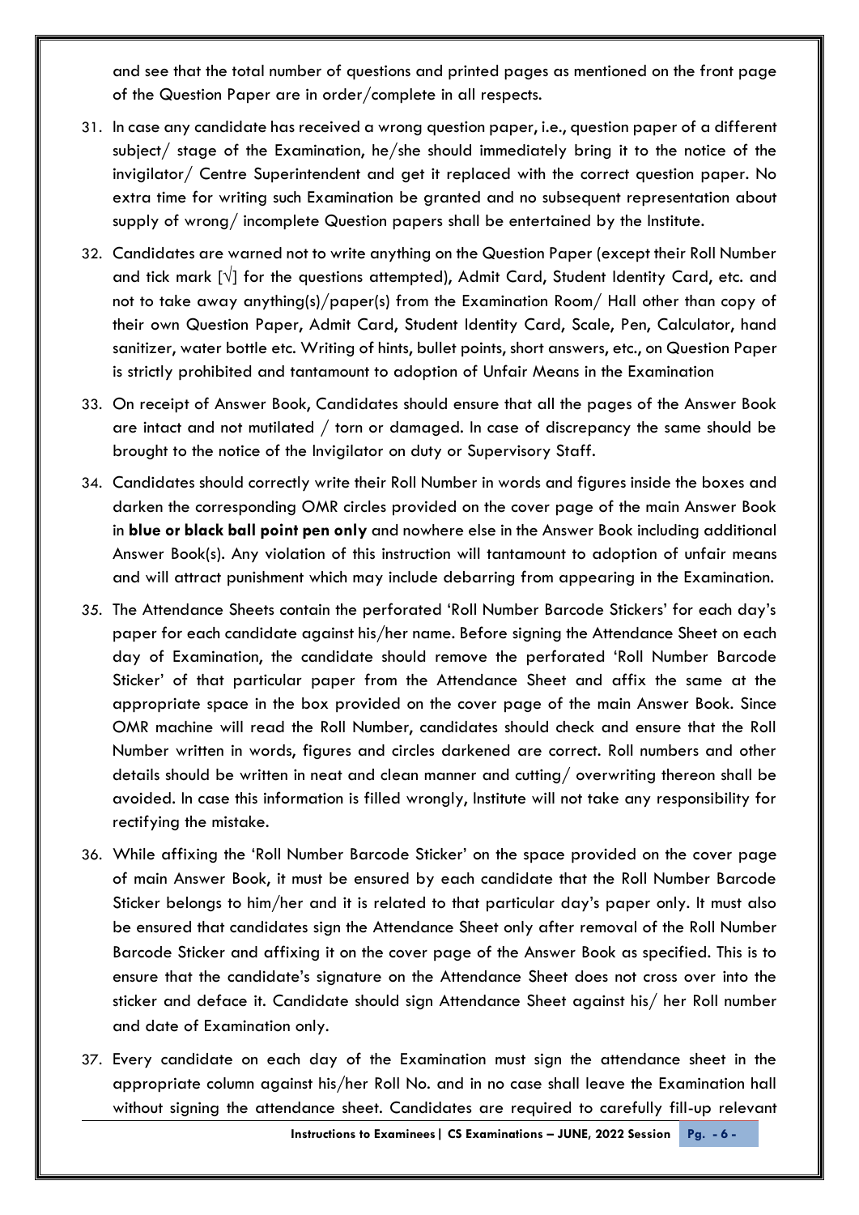and see that the total number of questions and printed pages as mentioned on the front page of the Question Paper are in order/complete in all respects.

31. In case any candidate has received a wrong question paper, i.e., question paper of a different subject/ stage of the Examination, he/she should immediately bring it to the notice of the invigilator/ Centre Superintendent and get it replaced with the correct question paper. No extra time for writing such Examination be granted and no subsequent representation about supply of wrong/ incomplete Question papers shall be entertained by the Institute.

32. Candidates are warned not to write anything on the Question Paper (except their Roll Number and tick mark [√] for the questions attempted), Admit Card, Student Identity Card, etc. and not to take away anything(s)/paper(s) from the Examination Room/ Hall other than copy of their own Question Paper, Admit Card, Student Identity Card, Scale, Pen, Calculator, hand sanitizer, water bottle etc. Writing of hints, bullet points, short answers, etc., on Question Paper is strictly prohibited and tantamount to adoption of Unfair Means in the Examination

33. On receipt of Answer Book, Candidates should ensure that all the pages of the Answer Book are intact and not mutilated / torn or damaged. In case of discrepancy the same should be brought to the notice of the Invigilator on duty or Supervisory Staff.

34. Candidates should correctly write their Roll Number in words and figures inside the boxes and darken the corresponding OMR circles provided on the cover page of the main Answer Book in **blue or black ball point pen only** and nowhere else in the Answer Book including additional Answer Book(s). Any violation of this instruction will tantamount to adoption of unfair means and will attract punishment which may include debarring from appearing in the Examination.

35. The Attendance Sheets contain the perforated 'Roll Number Barcode Stickers' for each day's paper for each candidate against his/her name. Before signing the Attendance Sheet on each day of Examination, the candidate should remove the perforated 'Roll Number Barcode Sticker' of that particular paper from the Attendance Sheet and affix the same at the appropriate space in the box provided on the cover page of the main Answer Book. Since OMR machine will read the Roll Number, candidates should check and ensure that the Roll Number written in words, figures and circles darkened are correct. Roll numbers and other details should be written in neat and clean manner and cutting/ overwriting thereon shall be avoided. In case this information is filled wrongly, Institute will not take any responsibility for rectifying the mistake.

36. While affixing the 'Roll Number Barcode Sticker' on the space provided on the cover page of main Answer Book, it must be ensured by each candidate that the Roll Number Barcode Sticker belongs to him/her and it is related to that particular day's paper only. It must also be ensured that candidates sign the Attendance Sheet only after removal of the Roll Number Barcode Sticker and affixing it on the cover page of the Answer Book as specified. This is to ensure that the candidate's signature on the Attendance Sheet does not cross over into the sticker and deface it. Candidate should sign Attendance Sheet against his/ her Roll number and date of Examination only.

37. Every candidate on each day of the Examination must sign the attendance sheet in the appropriate column against his/her Roll No. and in no case shall leave the Examination hall without signing the attendance sheet. Candidates are required to carefully fill-up relevant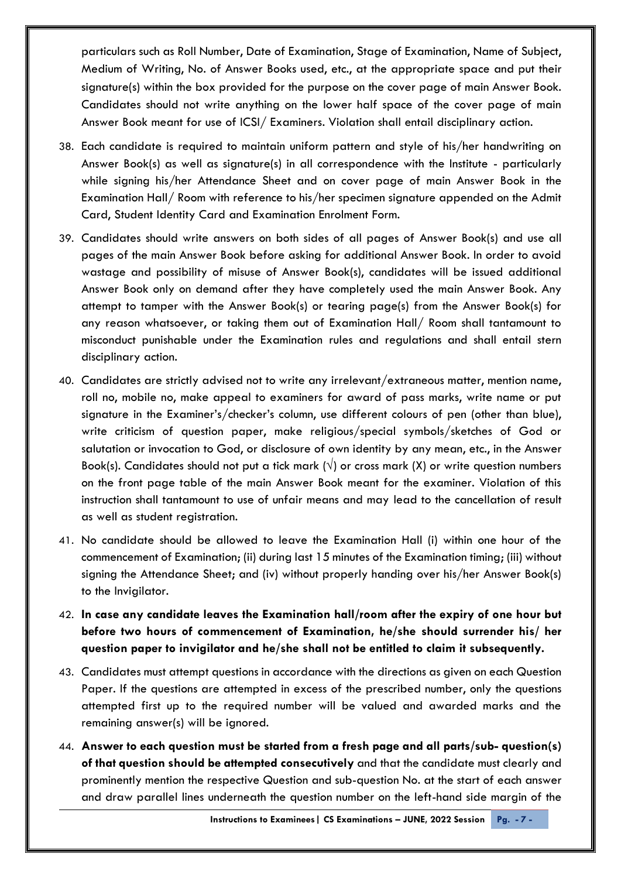particulars such as Roll Number, Date of Examination, Stage of Examination, Name of Subject, Medium of Writing, No. of Answer Books used, etc., at the appropriate space and put their signature(s) within the box provided for the purpose on the cover page of main Answer Book. Candidates should not write anything on the lower half space of the cover page of main Answer Book meant for use of ICSI/ Examiners. Violation shall entail disciplinary action.

38. Each candidate is required to maintain uniform pattern and style of his/her handwriting on Answer Book(s) as well as signature(s) in all correspondence with the Institute - particularly while signing his/her Attendance Sheet and on cover page of main Answer Book in the Examination Hall/ Room with reference to his/her specimen signature appended on the Admit Card, Student Identity Card and Examination Enrolment Form.

39. Candidates should write answers on both sides of all pages of Answer Book(s) and use all pages of the main Answer Book before asking for additional Answer Book. In order to avoid wastage and possibility of misuse of Answer Book(s), candidates will be issued additional Answer Book only on demand after they have completely used the main Answer Book. Any attempt to tamper with the Answer Book(s) or tearing page(s) from the Answer Book(s) for any reason whatsoever, or taking them out of Examination Hall/ Room shall tantamount to misconduct punishable under the Examination rules and regulations and shall entail stern disciplinary action.

40. Candidates are strictly advised not to write any irrelevant/extraneous matter, mention name, roll no, mobile no, make appeal to examiners for award of pass marks, write name or put signature in the Examiner's/checker's column, use different colours of pen (other than blue), write criticism of question paper, make religious/special symbols/sketches of God or salutation or invocation to God, or disclosure of own identity by any mean, etc., in the Answer Book(s). Candidates should not put a tick mark (√) or cross mark (X) or write question numbers on the front page table of the main Answer Book meant for the examiner. Violation of this instruction shall tantamount to use of unfair means and may lead to the cancellation of result as well as student registration.

41. No candidate should be allowed to leave the Examination Hall (i) within one hour of the commencement of Examination; (ii) during last 15 minutes of the Examination timing; (iii) without signing the Attendance Sheet; and (iv) without properly handing over his/her Answer Book(s) to the Invigilator.

42. **In case any candidate leaves the Examination hall/room after the expiry of one hour but before two hours of commencement of Examination, he/she should surrender his/ her question paper to invigilator and he/she shall not be entitled to claim it subsequently.**

43. Candidates must attempt questions in accordance with the directions as given on each Question Paper. If the questions are attempted in excess of the prescribed number, only the questions attempted first up to the required number will be valued and awarded marks and the remaining answer(s) will be ignored.

44. **Answer to each question must be started from a fresh page and all parts/sub- question(s) of that question should be attempted consecutively** and that the candidate must clearly and prominently mention the respective Question and sub-question No. at the start of each answer and draw parallel lines underneath the question number on the left-hand side margin of the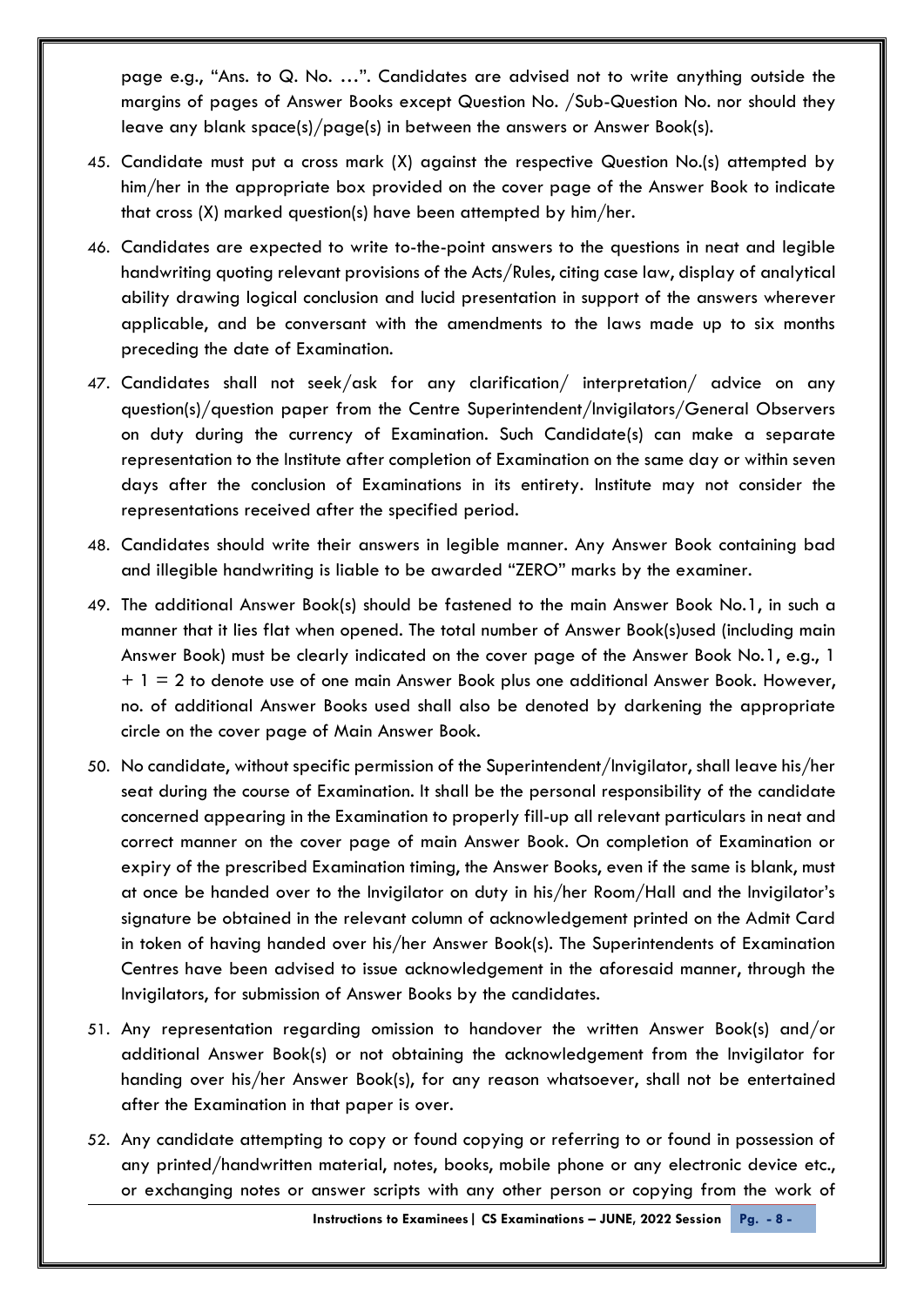page e.g., "Ans. to Q. No. …". Candidates are advised not to write anything outside the margins of pages of Answer Books except Question No. /Sub-Question No. nor should they leave any blank space(s)/page(s) in between the answers or Answer Book(s).

45. Candidate must put a cross mark (X) against the respective Question No.(s) attempted by him/her in the appropriate box provided on the cover page of the Answer Book to indicate that cross (X) marked question(s) have been attempted by him/her.

46. Candidates are expected to write to-the-point answers to the questions in neat and legible handwriting quoting relevant provisions of the Acts/Rules, citing case law, display of analytical ability drawing logical conclusion and lucid presentation in support of the answers wherever applicable, and be conversant with the amendments to the laws made up to six months preceding the date of Examination.

47. Candidates shall not seek/ask for any clarification/ interpretation/ advice on any question(s)/question paper from the Centre Superintendent/Invigilators/General Observers on duty during the currency of Examination. Such Candidate(s) can make a separate representation to the Institute after completion of Examination on the same day or within seven days after the conclusion of Examinations in its entirety. Institute may not consider the representations received after the specified period.

48. Candidates should write their answers in legible manner. Any Answer Book containing bad and illegible handwriting is liable to be awarded "ZERO" marks by the examiner.

49. The additional Answer Book(s) should be fastened to the main Answer Book No.1, in such a manner that it lies flat when opened. The total number of Answer Book(s)used (including main Answer Book) must be clearly indicated on the cover page of the Answer Book No.1, e.g., 1 + 1 = 2 to denote use of one main Answer Book plus one additional Answer Book. However, no. of additional Answer Books used shall also be denoted by darkening the appropriate circle on the cover page of Main Answer Book.

50. No candidate, without specific permission of the Superintendent/Invigilator, shall leave his/her seat during the course of Examination. It shall be the personal responsibility of the candidate concerned appearing in the Examination to properly fill-up all relevant particulars in neat and correct manner on the cover page of main Answer Book. On completion of Examination or expiry of the prescribed Examination timing, the Answer Books, even if the same is blank, must at once be handed over to the Invigilator on duty in his/her Room/Hall and the Invigilator's signature be obtained in the relevant column of acknowledgement printed on the Admit Card in token of having handed over his/her Answer Book(s). The Superintendents of Examination Centres have been advised to issue acknowledgement in the aforesaid manner, through the Invigilators, for submission of Answer Books by the candidates.

51. Any representation regarding omission to handover the written Answer Book(s) and/or additional Answer Book(s) or not obtaining the acknowledgement from the Invigilator for handing over his/her Answer Book(s), for any reason whatsoever, shall not be entertained after the Examination in that paper is over.

52. Any candidate attempting to copy or found copying or referring to or found in possession of any printed/handwritten material, notes, books, mobile phone or any electronic device etc., or exchanging notes or answer scripts with any other person or copying from the work of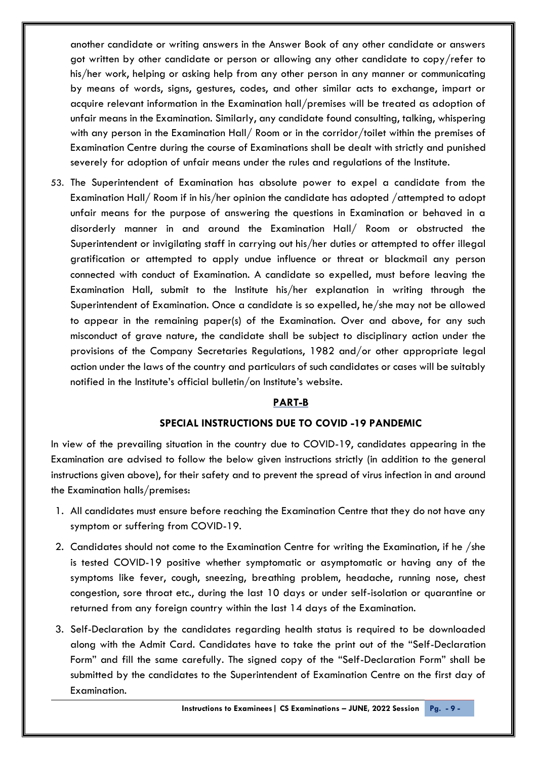another candidate or writing answers in the Answer Book of any other candidate or answers got written by other candidate or person or allowing any other candidate to copy/refer to his/her work, helping or asking help from any other person in any manner or communicating by means of words, signs, gestures, codes, and other similar acts to exchange, impart or acquire relevant information in the Examination hall/premises will be treated as adoption of unfair means in the Examination. Similarly, any candidate found consulting, talking, whispering with any person in the Examination Hall/ Room or in the corridor/toilet within the premises of Examination Centre during the course of Examinations shall be dealt with strictly and punished severely for adoption of unfair means under the rules and regulations of the Institute.

53. The Superintendent of Examination has absolute power to expel a candidate from the Examination Hall/ Room if in his/her opinion the candidate has adopted /attempted to adopt unfair means for the purpose of answering the questions in Examination or behaved in a disorderly manner in and around the Examination Hall/ Room or obstructed the Superintendent or invigilating staff in carrying out his/her duties or attempted to offer illegal gratification or attempted to apply undue influence or threat or blackmail any person connected with conduct of Examination. A candidate so expelled, must before leaving the Examination Hall, submit to the Institute his/her explanation in writing through the Superintendent of Examination. Once a candidate is so expelled, he/she may not be allowed to appear in the remaining paper(s) of the Examination. Over and above, for any such misconduct of grave nature, the candidate shall be subject to disciplinary action under the provisions of the Company Secretaries Regulations, 1982 and/or other appropriate legal action under the laws of the country and particulars of such candidates or cases will be suitably notified in the Institute's official bulletin/on Institute's website.

## PART-B

### SPECIAL INSTRUCTIONS DUE TO COVID -19 PANDEMIC

In view of the prevailing situation in the country due to COVID-19, candidates appearing in the Examination are advised to follow the below given instructions strictly (in addition to the general instructions given above), for their safety and to prevent the spread of virus infection in and around the Examination halls/premises:

1. All candidates must ensure before reaching the Examination Centre that they do not have any symptom or suffering from COVID-19.
2. Candidates should not come to the Examination Centre for writing the Examination, if he /she is tested COVID-19 positive whether symptomatic or asymptomatic or having any of the symptoms like fever, cough, sneezing, breathing problem, headache, running nose, chest congestion, sore throat etc., during the last 10 days or under self-isolation or quarantine or returned from any foreign country within the last 14 days of the Examination.
3. Self-Declaration by the candidates regarding health status is required to be downloaded along with the Admit Card. Candidates have to take the print out of the "Self-Declaration Form" and fill the same carefully. The signed copy of the "Self-Declaration Form" shall be submitted by the candidates to the Superintendent of Examination Centre on the first day of Examination.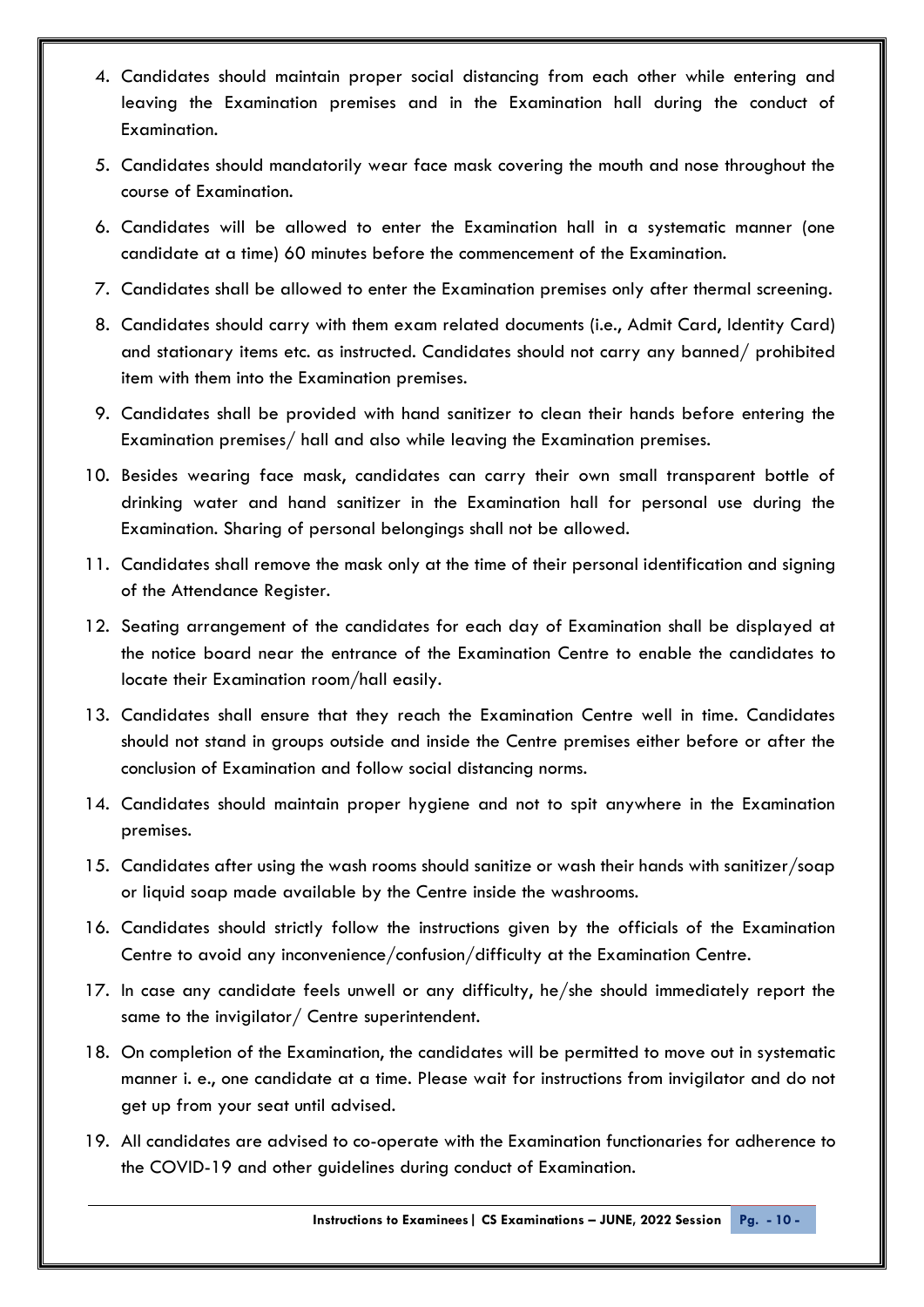4. Candidates should maintain proper social distancing from each other while entering and leaving the Examination premises and in the Examination hall during the conduct of Examination.
5. Candidates should mandatorily wear face mask covering the mouth and nose throughout the course of Examination.
6. Candidates will be allowed to enter the Examination hall in a systematic manner (one candidate at a time) 60 minutes before the commencement of the Examination.
7. Candidates shall be allowed to enter the Examination premises only after thermal screening.
8. Candidates should carry with them exam related documents (i.e., Admit Card, Identity Card) and stationary items etc. as instructed. Candidates should not carry any banned/ prohibited item with them into the Examination premises.
9. Candidates shall be provided with hand sanitizer to clean their hands before entering the Examination premises/ hall and also while leaving the Examination premises.
10. Besides wearing face mask, candidates can carry their own small transparent bottle of drinking water and hand sanitizer in the Examination hall for personal use during the Examination. Sharing of personal belongings shall not be allowed.
11. Candidates shall remove the mask only at the time of their personal identification and signing of the Attendance Register.
12. Seating arrangement of the candidates for each day of Examination shall be displayed at the notice board near the entrance of the Examination Centre to enable the candidates to locate their Examination room/hall easily.
13. Candidates shall ensure that they reach the Examination Centre well in time. Candidates should not stand in groups outside and inside the Centre premises either before or after the conclusion of Examination and follow social distancing norms.
14. Candidates should maintain proper hygiene and not to spit anywhere in the Examination premises.
15. Candidates after using the wash rooms should sanitize or wash their hands with sanitizer/soap or liquid soap made available by the Centre inside the washrooms.
16. Candidates should strictly follow the instructions given by the officials of the Examination Centre to avoid any inconvenience/confusion/difficulty at the Examination Centre.
17. In case any candidate feels unwell or any difficulty, he/she should immediately report the same to the invigilator/ Centre superintendent.
18. On completion of the Examination, the candidates will be permitted to move out in systematic manner i. e., one candidate at a time. Please wait for instructions from invigilator and do not get up from your seat until advised.
19. All candidates are advised to co-operate with the Examination functionaries for adherence to the COVID-19 and other guidelines during conduct of Examination.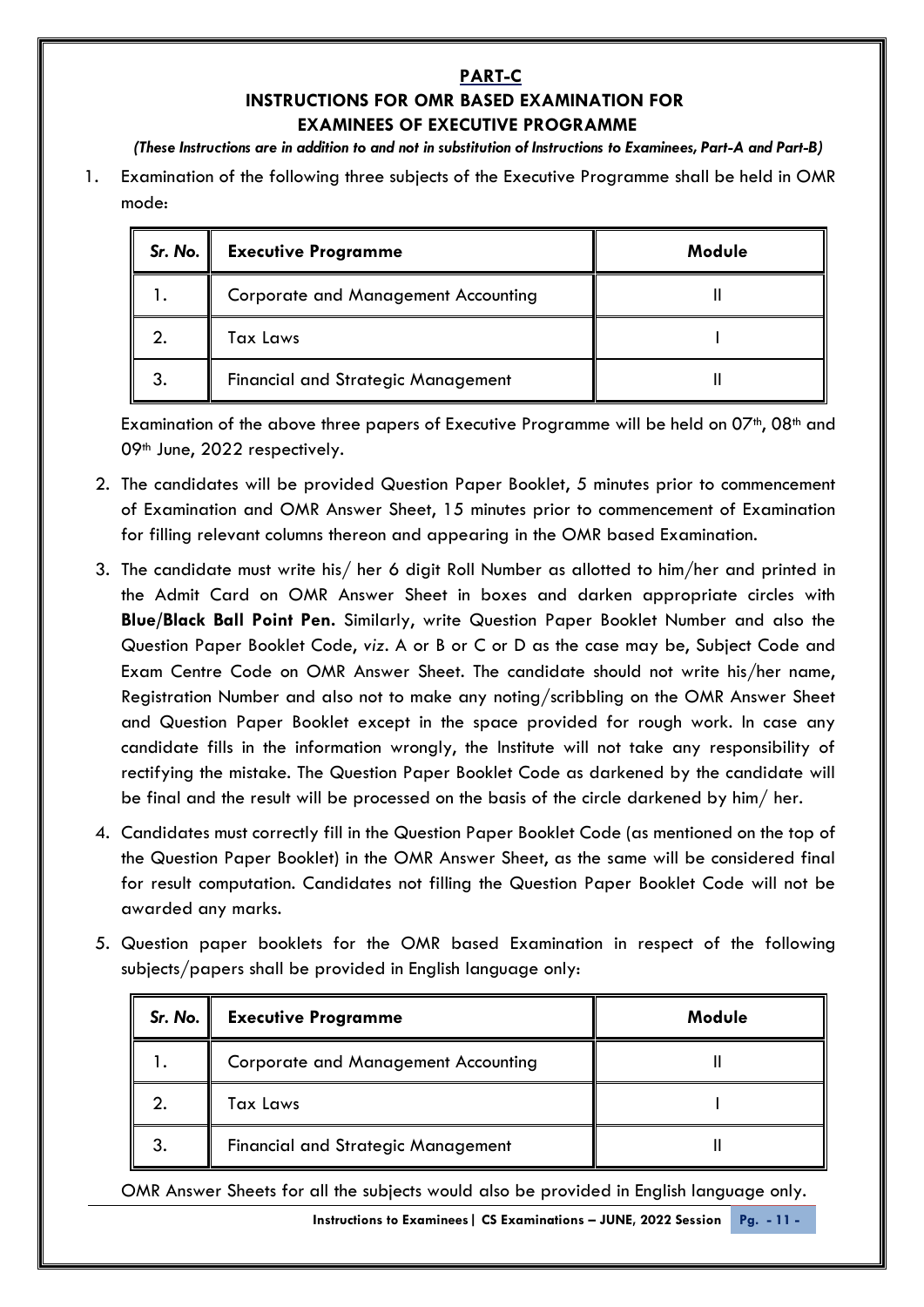## PART-C

## INSTRUCTIONS FOR OMR BASED EXAMINATION FOR EXAMINEES OF EXECUTIVE PROGRAMME

*(These Instructions are in addition to and not in substitution of Instructions to Examinees, Part-A and Part-B)*

1. Examination of the following three subjects of the Executive Programme shall be held in OMR mode:

| *Sr. No.* | **Executive Programme** | **Module** |
|---|---|---|
| 1. | Corporate and Management Accounting | II |
| 2. | Tax Laws | I |
| 3. | Financial and Strategic Management | II |

   Examination of the above three papers of Executive Programme will be held on 07th, 08th and 09th June, 2022 respectively.

2. The candidates will be provided Question Paper Booklet, 5 minutes prior to commencement of Examination and OMR Answer Sheet, 15 minutes prior to commencement of Examination for filling relevant columns thereon and appearing in the OMR based Examination.

3. The candidate must write his/ her 6 digit Roll Number as allotted to him/her and printed in the Admit Card on OMR Answer Sheet in boxes and darken appropriate circles with **Blue/Black Ball Point Pen.** Similarly, write Question Paper Booklet Number and also the Question Paper Booklet Code, *viz*. A or B or C or D as the case may be, Subject Code and Exam Centre Code on OMR Answer Sheet. The candidate should not write his/her name, Registration Number and also not to make any noting/scribbling on the OMR Answer Sheet and Question Paper Booklet except in the space provided for rough work. In case any candidate fills in the information wrongly, the Institute will not take any responsibility of rectifying the mistake. The Question Paper Booklet Code as darkened by the candidate will be final and the result will be processed on the basis of the circle darkened by him/ her.

4. Candidates must correctly fill in the Question Paper Booklet Code (as mentioned on the top of the Question Paper Booklet) in the OMR Answer Sheet, as the same will be considered final for result computation. Candidates not filling the Question Paper Booklet Code will not be awarded any marks.

5. Question paper booklets for the OMR based Examination in respect of the following subjects/papers shall be provided in English language only:

| *Sr. No.* | **Executive Programme** | **Module** |
|---|---|---|
| 1. | Corporate and Management Accounting | II |
| 2. | Tax Laws | I |
| 3. | Financial and Strategic Management | II |

   OMR Answer Sheets for all the subjects would also be provided in English language only.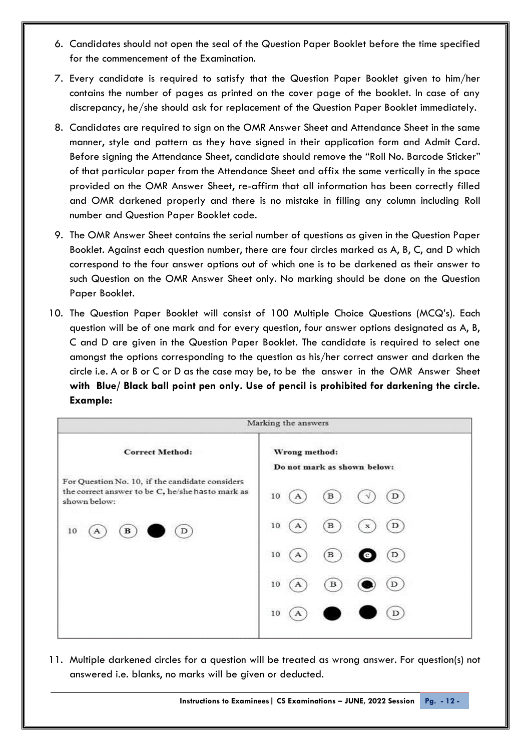6. Candidates should not open the seal of the Question Paper Booklet before the time specified for the commencement of the Examination.

7. Every candidate is required to satisfy that the Question Paper Booklet given to him/her contains the number of pages as printed on the cover page of the booklet. In case of any discrepancy, he/she should ask for replacement of the Question Paper Booklet immediately.

8. Candidates are required to sign on the OMR Answer Sheet and Attendance Sheet in the same manner, style and pattern as they have signed in their application form and Admit Card. Before signing the Attendance Sheet, candidate should remove the "Roll No. Barcode Sticker" of that particular paper from the Attendance Sheet and affix the same vertically in the space provided on the OMR Answer Sheet, re-affirm that all information has been correctly filled and OMR darkened properly and there is no mistake in filling any column including Roll number and Question Paper Booklet code.

9. The OMR Answer Sheet contains the serial number of questions as given in the Question Paper Booklet. Against each question number, there are four circles marked as A, B, C, and D which correspond to the four answer options out of which one is to be darkened as their answer to such Question on the OMR Answer Sheet only. No marking should be done on the Question Paper Booklet.

10. The Question Paper Booklet will consist of 100 Multiple Choice Questions (MCQ's). Each question will be of one mark and for every question, four answer options designated as A, B, C and D are given in the Question Paper Booklet. The candidate is required to select one amongst the options corresponding to the question as his/her correct answer and darken the circle i.e. A or B or C or D as the case may be, to be the answer in the OMR Answer Sheet **with Blue/ Black ball point pen only. Use of pencil is prohibited for darkening the circle. Example:**

| Marking the answers | |
|---|---|
| **Correct Method:**<br><br>For Question No. 10, if the candidate considers the correct answer to be C, he/she has to mark as shown below:<br><br>10 (A) (B) ● (D) | **Wrong method:**<br>**Do not mark as shown below:**<br><br>10 (A) (B) (√) (D)<br>10 (A) (B) (x) (D)<br>10 (A) (B) (C) (D)<br>10 (A) (B) (●) (D)<br>10 (A) ● ● (D) |

11. Multiple darkened circles for a question will be treated as wrong answer. For question(s) not answered i.e. blanks, no marks will be given or deducted.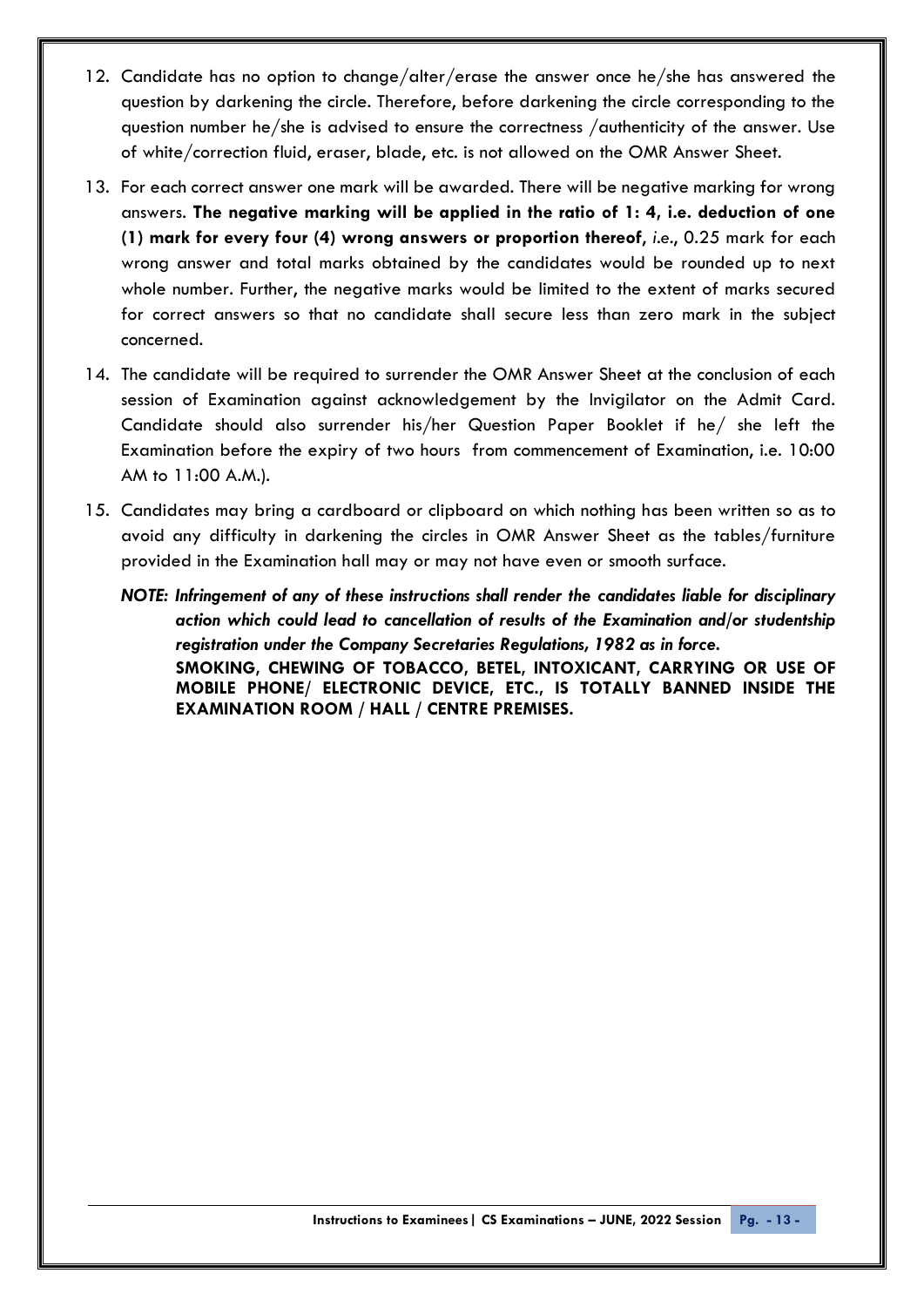12. Candidate has no option to change/alter/erase the answer once he/she has answered the question by darkening the circle. Therefore, before darkening the circle corresponding to the question number he/she is advised to ensure the correctness /authenticity of the answer. Use of white/correction fluid, eraser, blade, etc. is not allowed on the OMR Answer Sheet.

13. For each correct answer one mark will be awarded. There will be negative marking for wrong answers. **The negative marking will be applied in the ratio of 1: 4, i.e. deduction of one (1) mark for every four (4) wrong answers or proportion thereof**, *i.e.*, 0.25 mark for each wrong answer and total marks obtained by the candidates would be rounded up to next whole number. Further, the negative marks would be limited to the extent of marks secured for correct answers so that no candidate shall secure less than zero mark in the subject concerned.

14. The candidate will be required to surrender the OMR Answer Sheet at the conclusion of each session of Examination against acknowledgement by the Invigilator on the Admit Card. Candidate should also surrender his/her Question Paper Booklet if he/ she left the Examination before the expiry of two hours from commencement of Examination, i.e. 10:00 AM to 11:00 A.M.).

15. Candidates may bring a cardboard or clipboard on which nothing has been written so as to avoid any difficulty in darkening the circles in OMR Answer Sheet as the tables/furniture provided in the Examination hall may or may not have even or smooth surface.

***NOTE: Infringement of any of these instructions shall render the candidates liable for disciplinary action which could lead to cancellation of results of the Examination and/or studentship registration under the Company Secretaries Regulations, 1982 as in force.***

**SMOKING, CHEWING OF TOBACCO, BETEL, INTOXICANT, CARRYING OR USE OF MOBILE PHONE/ ELECTRONIC DEVICE, ETC., IS TOTALLY BANNED INSIDE THE EXAMINATION ROOM / HALL / CENTRE PREMISES.**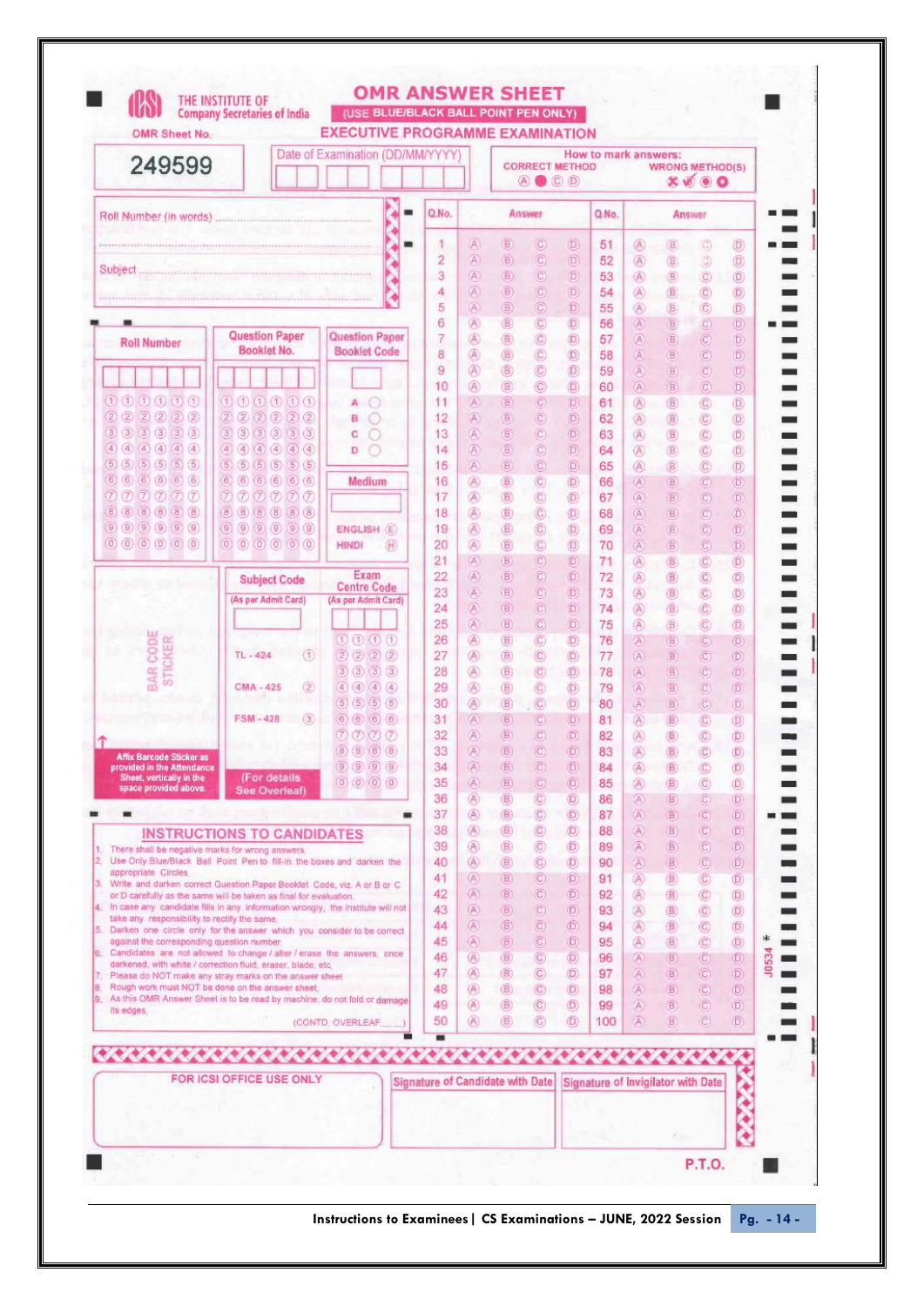# THE INSTITUTE OF Company Secretaries of India

## OMR ANSWER SHEET

(USE BLUE/BLACK BALL POINT PEN ONLY)

## EXECUTIVE PROGRAMME EXAMINATION

OMR Sheet No. **249599**

Date of Examination (DD/MM/YYYY)

How to mark answers:
CORRECT METHOD — WRONG METHOD(S)

Roll Number (in words) ..........

Subject ..........

| Roll Number | Question Paper Booklet No. | Question Paper Booklet Code |
|---|---|---|
| 1 2 3 4 5 6 7 8 9 0 | 1 2 3 4 5 6 7 8 9 0 | A B C D |

Medium: ENGLISH (E) / HINDI (H)

| Subject Code (As per Admit Card) | Exam Centre Code (As per Admit Card) |
|---|---|
| TL - 424 (1) | 1 2 3 4 5 6 7 8 9 0 |
| CMA - 425 (2) | |
| FSM - 428 (3) | |

BAR CODE STICKER

Affix Barcode Sticker as provided in the Attendance Sheet, vertically in the space provided above.

(For details See Overleaf)

| Q.No. | Answer | Q.No. | Answer |
|---|---|---|---|
| 1–50 | A B C D | 51–100 | A B C D |

### INSTRUCTIONS TO CANDIDATES

1. There shall be negative marks for wrong answers.
2. Use Only Blue/Black Ball Point Pen to fill-in the boxes and darken the appropriate Circles.
3. Write and darken correct Question Paper Booklet Code, viz. A or B or C or D carefully as the same will be taken as final for evaluation.
4. In case any candidate fills in any information wrongly, the Institute will not take any responsibility to rectify the same.
5. Darken one circle only for the answer which you consider to be correct against the corresponding question number.
6. Candidates are not allowed to change / alter / erase the answers, once darkened, with white / correction fluid, eraser, blade, etc.
7. Please do NOT make any stray marks on the answer sheet.
8. Rough work must NOT be done on the answer sheet.
9. As this OMR Answer Sheet is to be read by machine, do not fold or damage its edges.

(CONTD. OVERLEAF........)

| FOR ICSI OFFICE USE ONLY | Signature of Candidate with Date | Signature of Invigilator with Date |
|---|---|---|
| | | |

P.T.O.

J0534 *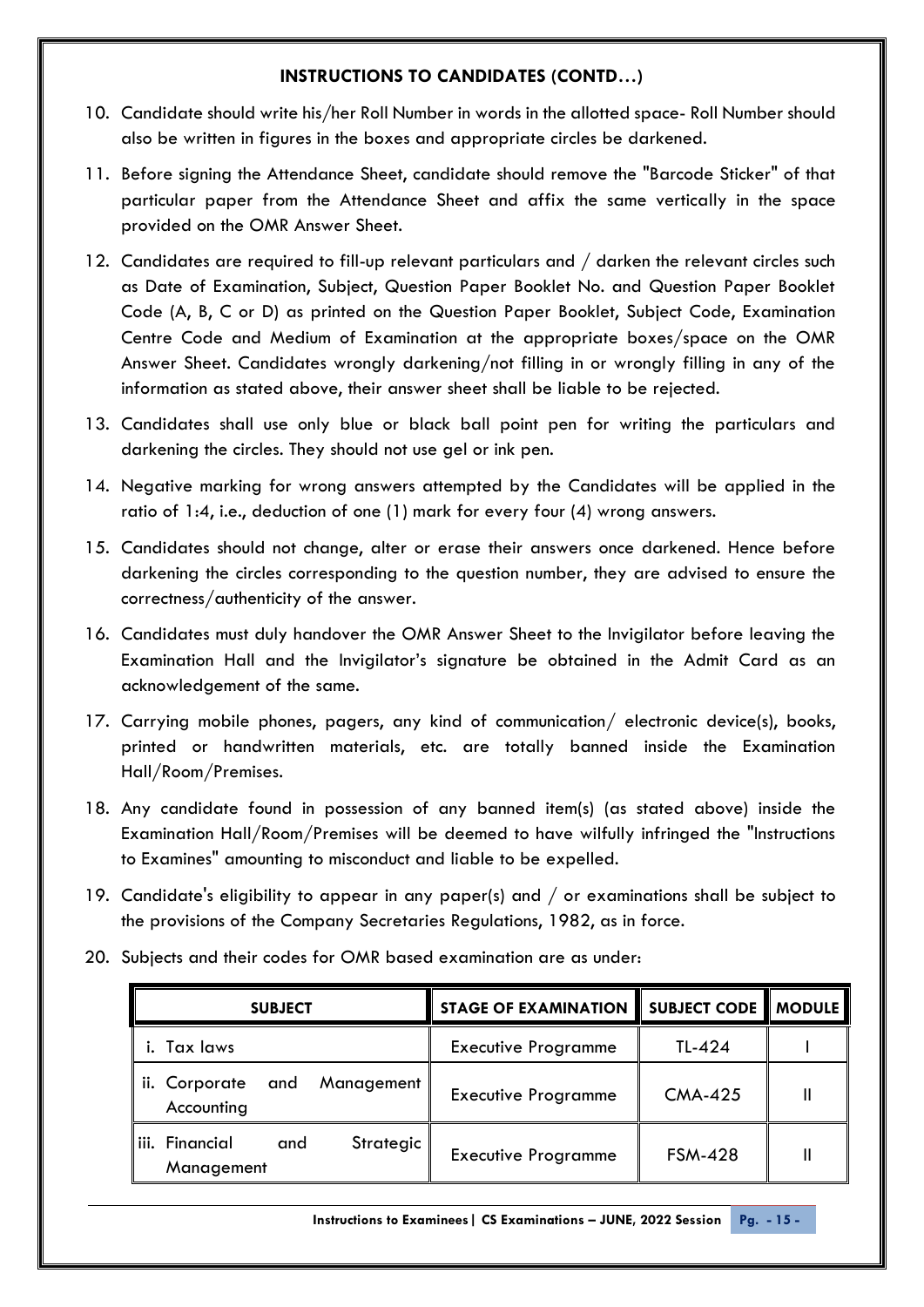## INSTRUCTIONS TO CANDIDATES (CONTD…)

10. Candidate should write his/her Roll Number in words in the allotted space- Roll Number should also be written in figures in the boxes and appropriate circles be darkened.
11. Before signing the Attendance Sheet, candidate should remove the "Barcode Sticker" of that particular paper from the Attendance Sheet and affix the same vertically in the space provided on the OMR Answer Sheet.
12. Candidates are required to fill-up relevant particulars and / darken the relevant circles such as Date of Examination, Subject, Question Paper Booklet No. and Question Paper Booklet Code (A, B, C or D) as printed on the Question Paper Booklet, Subject Code, Examination Centre Code and Medium of Examination at the appropriate boxes/space on the OMR Answer Sheet. Candidates wrongly darkening/not filling in or wrongly filling in any of the information as stated above, their answer sheet shall be liable to be rejected.
13. Candidates shall use only blue or black ball point pen for writing the particulars and darkening the circles. They should not use gel or ink pen.
14. Negative marking for wrong answers attempted by the Candidates will be applied in the ratio of 1:4, i.e., deduction of one (1) mark for every four (4) wrong answers.
15. Candidates should not change, alter or erase their answers once darkened. Hence before darkening the circles corresponding to the question number, they are advised to ensure the correctness/authenticity of the answer.
16. Candidates must duly handover the OMR Answer Sheet to the Invigilator before leaving the Examination Hall and the Invigilator's signature be obtained in the Admit Card as an acknowledgement of the same.
17. Carrying mobile phones, pagers, any kind of communication/ electronic device(s), books, printed or handwritten materials, etc. are totally banned inside the Examination Hall/Room/Premises.
18. Any candidate found in possession of any banned item(s) (as stated above) inside the Examination Hall/Room/Premises will be deemed to have wilfully infringed the "Instructions to Examines" amounting to misconduct and liable to be expelled.
19. Candidate's eligibility to appear in any paper(s) and / or examinations shall be subject to the provisions of the Company Secretaries Regulations, 1982, as in force.
20. Subjects and their codes for OMR based examination are as under:

| SUBJECT | STAGE OF EXAMINATION | SUBJECT CODE | MODULE |
|---|---|---|---|
| i. Tax laws | Executive Programme | TL-424 | I |
| ii. Corporate and Management Accounting | Executive Programme | CMA-425 | II |
| iii. Financial and Strategic Management | Executive Programme | FSM-428 | II |